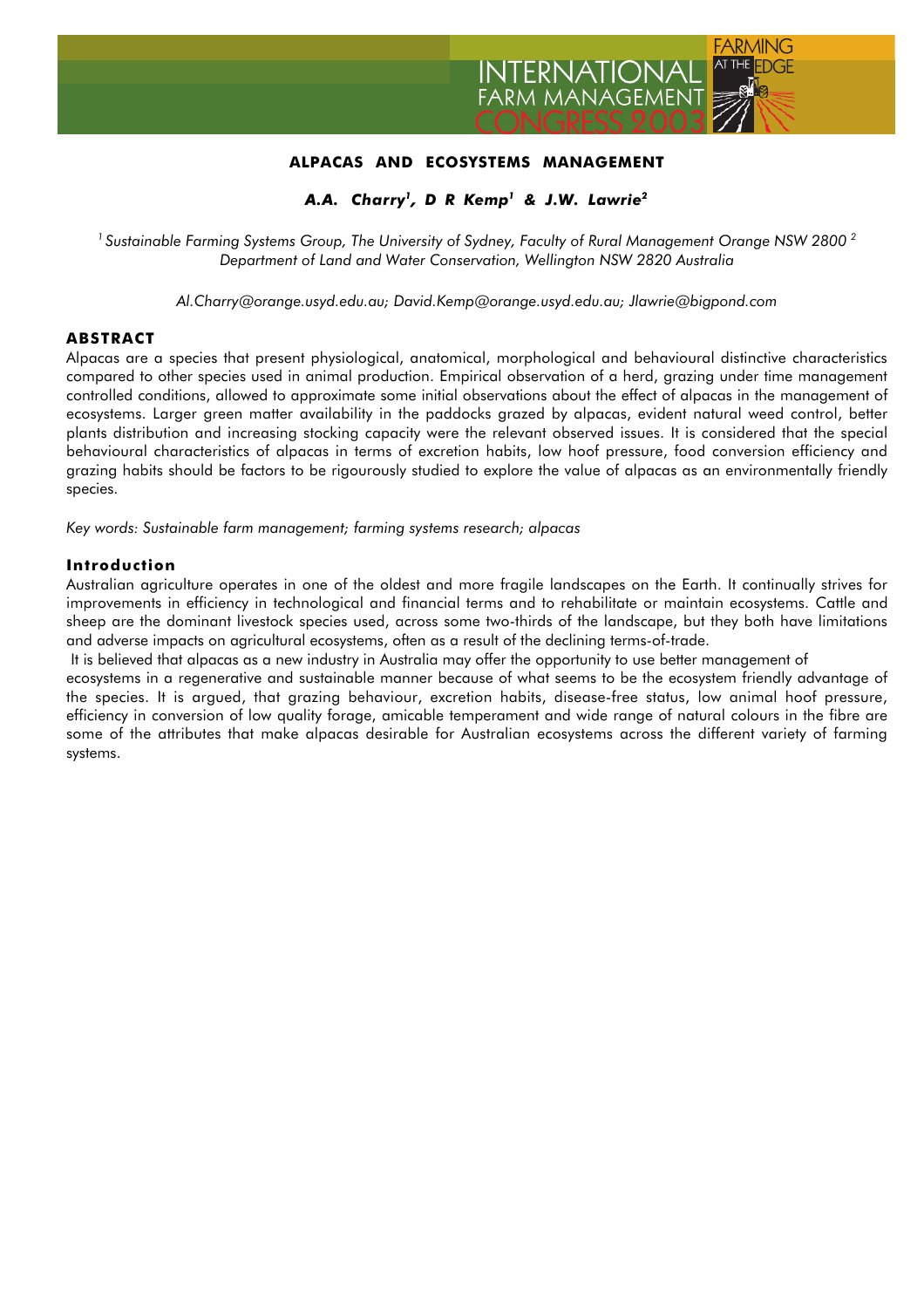# ALPACAS AND ECOSYSTEMS MANAGEMENT

***A.A. Charry[1], D R Kemp[1] & J.W. Lawrie[2]***

*[1] Sustainable Farming Systems Group, The University of Sydney, Faculty of Rural Management Orange NSW 2800 [2] Department of Land and Water Conservation, Wellington NSW 2820 Australia*

*Al.Charry@orange.usyd.edu.au; David.Kemp@orange.usyd.edu.au; Jlawrie@bigpond.com*

## ABSTRACT

Alpacas are a species that present physiological, anatomical, morphological and behavioural distinctive characteristics compared to other species used in animal production. Empirical observation of a herd, grazing under time management controlled conditions, allowed to approximate some initial observations about the effect of alpacas in the management of ecosystems. Larger green matter availability in the paddocks grazed by alpacas, evident natural weed control, better plants distribution and increasing stocking capacity were the relevant observed issues. It is considered that the special behavioural characteristics of alpacas in terms of excretion habits, low hoof pressure, food conversion efficiency and grazing habits should be factors to be rigourously studied to explore the value of alpacas as an environmentally friendly species.

*Key words: Sustainable farm management; farming systems research; alpacas*

## Introduction

Australian agriculture operates in one of the oldest and more fragile landscapes on the Earth. It continually strives for improvements in efficiency in technological and financial terms and to rehabilitate or maintain ecosystems. Cattle and sheep are the dominant livestock species used, across some two-thirds of the landscape, but they both have limitations and adverse impacts on agricultural ecosystems, often as a result of the declining terms-of-trade.

It is believed that alpacas as a new industry in Australia may offer the opportunity to use better management of ecosystems in a regenerative and sustainable manner because of what seems to be the ecosystem friendly advantage of the species. It is argued, that grazing behaviour, excretion habits, disease-free status, low animal hoof pressure, efficiency in conversion of low quality forage, amicable temperament and wide range of natural colours in the fibre are some of the attributes that make alpacas desirable for Australian ecosystems across the different variety of farming systems.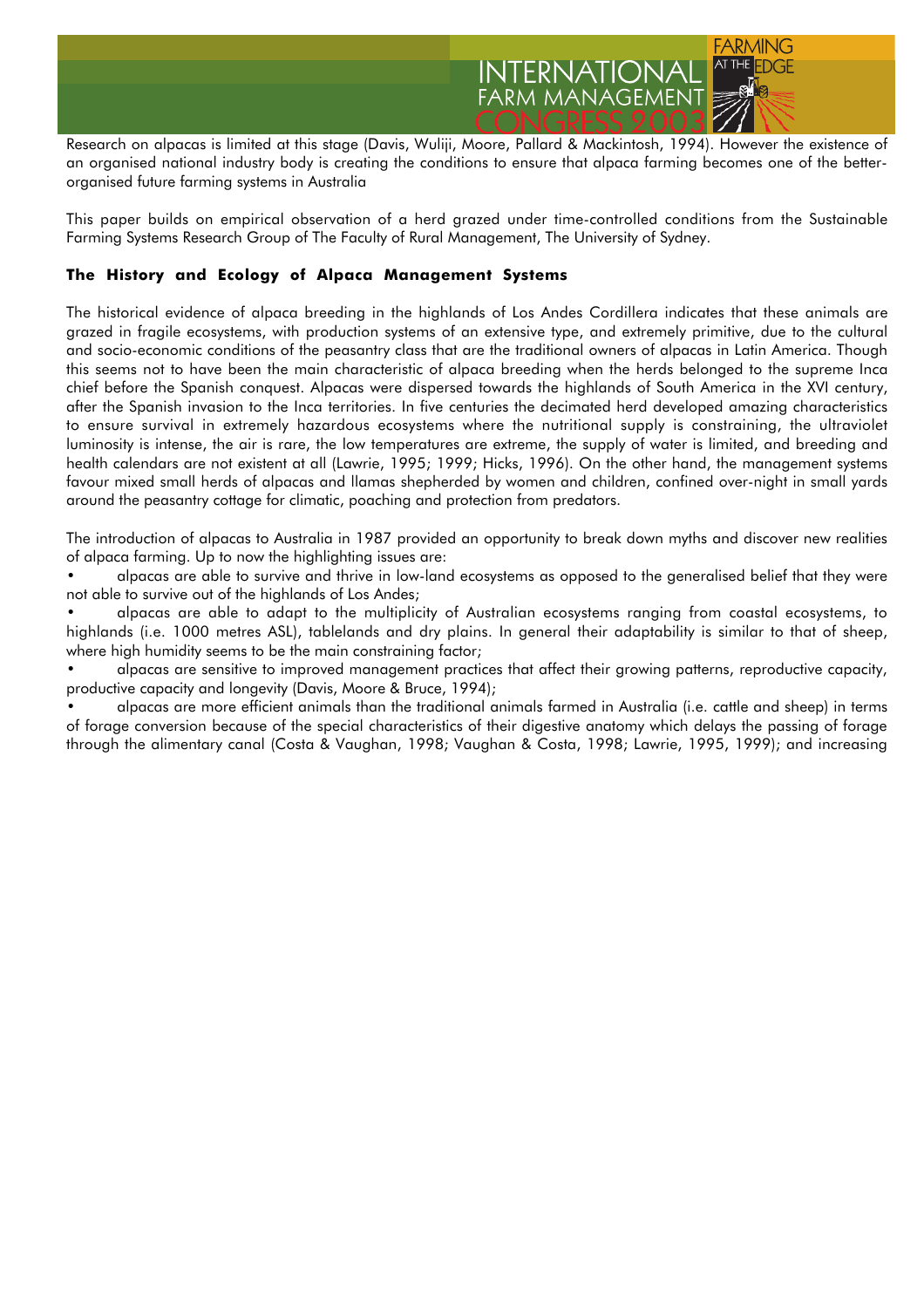Research on alpacas is limited at this stage (Davis, Wuliji, Moore, Pallard & Mackintosh, 1994). However the existence of an organised national industry body is creating the conditions to ensure that alpaca farming becomes one of the better-organised future farming systems in Australia

This paper builds on empirical observation of a herd grazed under time-controlled conditions from the Sustainable Farming Systems Research Group of The Faculty of Rural Management, The University of Sydney.

### The History and Ecology of Alpaca Management Systems

The historical evidence of alpaca breeding in the highlands of Los Andes Cordillera indicates that these animals are grazed in fragile ecosystems, with production systems of an extensive type, and extremely primitive, due to the cultural and socio-economic conditions of the peasantry class that are the traditional owners of alpacas in Latin America. Though this seems not to have been the main characteristic of alpaca breeding when the herds belonged to the supreme Inca chief before the Spanish conquest. Alpacas were dispersed towards the highlands of South America in the XVI century, after the Spanish invasion to the Inca territories. In five centuries the decimated herd developed amazing characteristics to ensure survival in extremely hazardous ecosystems where the nutritional supply is constraining, the ultraviolet luminosity is intense, the air is rare, the low temperatures are extreme, the supply of water is limited, and breeding and health calendars are not existent at all (Lawrie, 1995; 1999; Hicks, 1996). On the other hand, the management systems favour mixed small herds of alpacas and llamas shepherded by women and children, confined over-night in small yards around the peasantry cottage for climatic, poaching and protection from predators.

The introduction of alpacas to Australia in 1987 provided an opportunity to break down myths and discover new realities of alpaca farming. Up to now the highlighting issues are:

- alpacas are able to survive and thrive in low-land ecosystems as opposed to the generalised belief that they were not able to survive out of the highlands of Los Andes;
- alpacas are able to adapt to the multiplicity of Australian ecosystems ranging from coastal ecosystems, to highlands (i.e. 1000 metres ASL), tablelands and dry plains. In general their adaptability is similar to that of sheep, where high humidity seems to be the main constraining factor;
- alpacas are sensitive to improved management practices that affect their growing patterns, reproductive capacity, productive capacity and longevity (Davis, Moore & Bruce, 1994);
- alpacas are more efficient animals than the traditional animals farmed in Australia (i.e. cattle and sheep) in terms of forage conversion because of the special characteristics of their digestive anatomy which delays the passing of forage through the alimentary canal (Costa & Vaughan, 1998; Vaughan & Costa, 1998; Lawrie, 1995, 1999); and increasing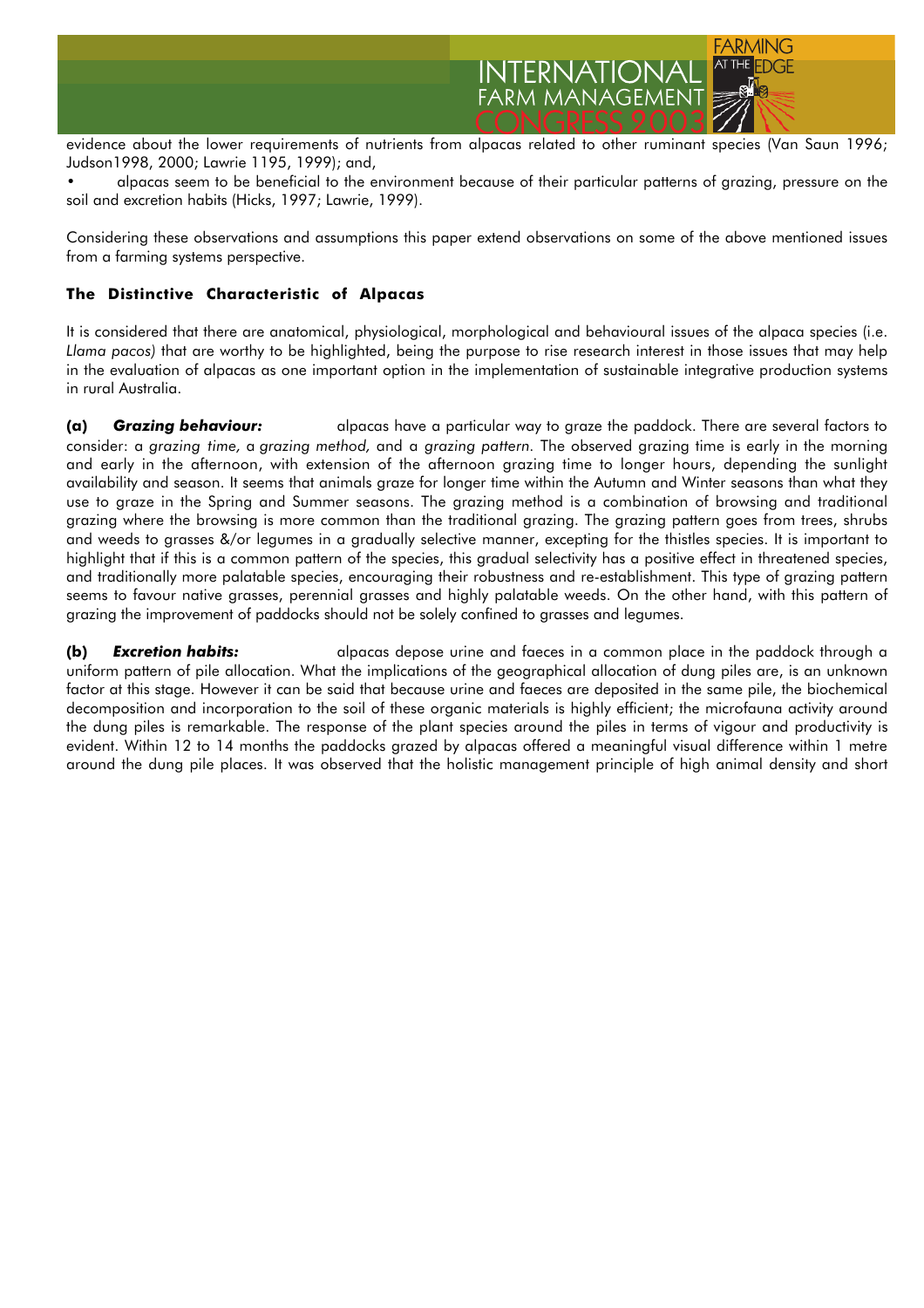evidence about the lower requirements of nutrients from alpacas related to other ruminant species (Van Saun 1996; Judson1998, 2000; Lawrie 1195, 1999); and,

- alpacas seem to be beneficial to the environment because of their particular patterns of grazing, pressure on the soil and excretion habits (Hicks, 1997; Lawrie, 1999).

Considering these observations and assumptions this paper extend observations on some of the above mentioned issues from a farming systems perspective.

## The Distinctive Characteristic of Alpacas

It is considered that there are anatomical, physiological, morphological and behavioural issues of the alpaca species (i.e. *Llama pacos)* that are worthy to be highlighted, being the purpose to rise research interest in those issues that may help in the evaluation of alpacas as one important option in the implementation of sustainable integrative production systems in rural Australia.

**(a)** ***Grazing behaviour:*** alpacas have a particular way to graze the paddock. There are several factors to consider: a *grazing time,* a *grazing method,* and a *grazing pattern*. The observed grazing time is early in the morning and early in the afternoon, with extension of the afternoon grazing time to longer hours, depending the sunlight availability and season. It seems that animals graze for longer time within the Autumn and Winter seasons than what they use to graze in the Spring and Summer seasons. The grazing method is a combination of browsing and traditional grazing where the browsing is more common than the traditional grazing. The grazing pattern goes from trees, shrubs and weeds to grasses &/or legumes in a gradually selective manner, excepting for the thistles species. It is important to highlight that if this is a common pattern of the species, this gradual selectivity has a positive effect in threatened species, and traditionally more palatable species, encouraging their robustness and re-establishment. This type of grazing pattern seems to favour native grasses, perennial grasses and highly palatable weeds. On the other hand, with this pattern of grazing the improvement of paddocks should not be solely confined to grasses and legumes.

**(b)** ***Excretion habits:*** alpacas depose urine and faeces in a common place in the paddock through a uniform pattern of pile allocation. What the implications of the geographical allocation of dung piles are, is an unknown factor at this stage. However it can be said that because urine and faeces are deposited in the same pile, the biochemical decomposition and incorporation to the soil of these organic materials is highly efficient; the microfauna activity around the dung piles is remarkable. The response of the plant species around the piles in terms of vigour and productivity is evident. Within 12 to 14 months the paddocks grazed by alpacas offered a meaningful visual difference within 1 metre around the dung pile places. It was observed that the holistic management principle of high animal density and short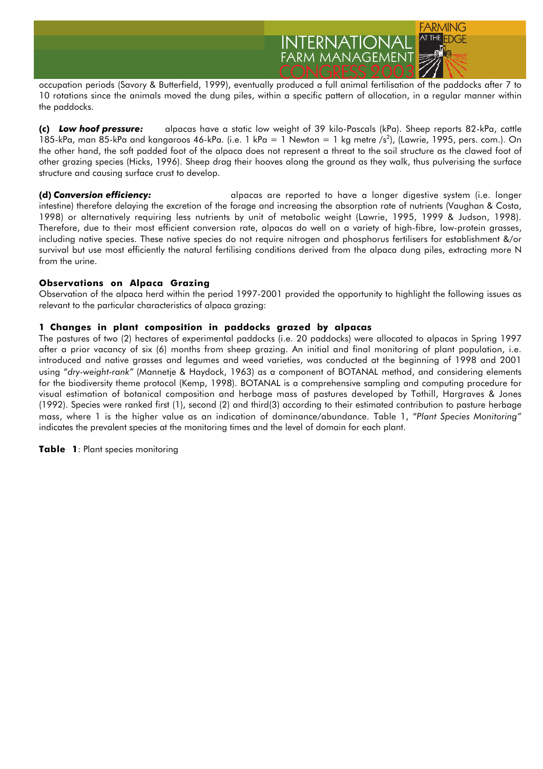occupation periods (Savory & Butterfield, 1999), eventually produced a full animal fertilisation of the paddocks after 7 to 10 rotations since the animals moved the dung piles, within a specific pattern of allocation, in a regular manner within the paddocks.

**(c)** ***Low hoof pressure:*** alpacas have a static low weight of 39 kilo-Pascals (kPa). Sheep reports 82-kPa, cattle 185-kPa, man 85-kPa and kangaroos 46-kPa. (i.e. 1 kPa = 1 Newton = 1 kg metre /s$^2$), (Lawrie, 1995, pers. com.). On the other hand, the soft padded foot of the alpaca does not represent a threat to the soil structure as the clawed foot of other grazing species (Hicks, 1996). Sheep drag their hooves along the ground as they walk, thus pulverising the surface structure and causing surface crust to develop.

**(d)** ***Conversion efficiency:*** alpacas are reported to have a longer digestive system (i.e. longer intestine) therefore delaying the excretion of the forage and increasing the absorption rate of nutrients (Vaughan & Costa, 1998) or alternatively requiring less nutrients by unit of metabolic weight (Lawrie, 1995, 1999 & Judson, 1998). Therefore, due to their most efficient conversion rate, alpacas do well on a variety of high-fibre, low-protein grasses, including native species. These native species do not require nitrogen and phosphorus fertilisers for establishment &/or survival but use most efficiently the natural fertilising conditions derived from the alpaca dung piles, extracting more N from the urine.

## Observations on Alpaca Grazing

Observation of the alpaca herd within the period 1997-2001 provided the opportunity to highlight the following issues as relevant to the particular characteristics of alpaca grazing:

### 1 Changes in plant composition in paddocks grazed by alpacas

The pastures of two (2) hectares of experimental paddocks (i.e. 20 paddocks) were allocated to alpacas in Spring 1997 after a prior vacancy of six (6) months from sheep grazing. An initial and final monitoring of plant population, i.e. introduced and native grasses and legumes and weed varieties, was conducted at the beginning of 1998 and 2001 using *"dry-weight-rank"* (Mannetje & Haydock, 1963) as a component of BOTANAL method, and considering elements for the biodiversity theme protocol (Kemp, 1998). BOTANAL is a comprehensive sampling and computing procedure for visual estimation of botanical composition and herbage mass of pastures developed by Tothill, Hargraves & Jones (1992). Species were ranked first (1), second (2) and third(3) according to their estimated contribution to pasture herbage mass, where 1 is the higher value as an indication of dominance/abundance. Table 1, *"Plant Species Monitoring"* indicates the prevalent species at the monitoring times and the level of domain for each plant.

**Table 1**: Plant species monitoring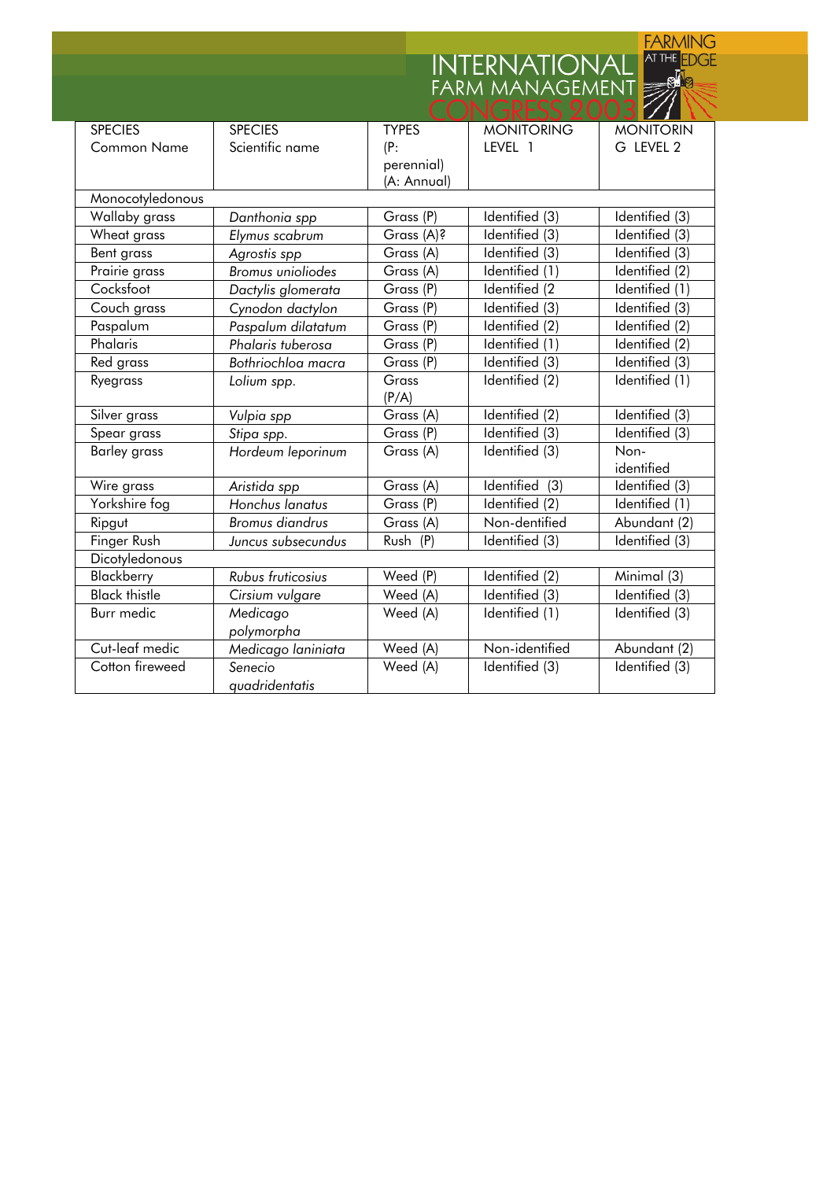| SPECIES Common Name | SPECIES Scientific name | TYPES (P: perennial) (A: Annual) | MONITORING LEVEL 1 | MONITORING LEVEL 2 |
|---|---|---|---|---|
| Monocotyledonous | | | | |
| Wallaby grass | *Danthonia spp* | Grass (P) | Identified (3) | Identified (3) |
| Wheat grass | *Elymus scabrum* | Grass (A)? | Identified (3) | Identified (3) |
| Bent grass | *Agrostis spp* | Grass (A) | Identified (3) | Identified (3) |
| Prairie grass | *Bromus unioliodes* | Grass (A) | Identified (1) | Identified (2) |
| Cocksfoot | *Dactylis glomerata* | Grass (P) | Identified (2 | Identified (1) |
| Couch grass | *Cynodon dactylon* | Grass (P) | Identified (3) | Identified (3) |
| Paspalum | *Paspalum dilatatum* | Grass (P) | Identified (2) | Identified (2) |
| Phalaris | *Phalaris tuberosa* | Grass (P) | Identified (1) | Identified (2) |
| Red grass | *Bothriochloa macra* | Grass (P) | Identified (3) | Identified (3) |
| Ryegrass | *Lolium spp.* | Grass (P/A) | Identified (2) | Identified (1) |
| Silver grass | *Vulpia spp* | Grass (A) | Identified (2) | Identified (3) |
| Spear grass | *Stipa spp.* | Grass (P) | Identified (3) | Identified (3) |
| Barley grass | *Hordeum leporinum* | Grass (A) | Identified (3) | Non-identified |
| Wire grass | *Aristida spp* | Grass (A) | Identified (3) | Identified (3) |
| Yorkshire fog | *Honchus lanatus* | Grass (P) | Identified (2) | Identified (1) |
| Ripgut | *Bromus diandrus* | Grass (A) | Non-dentified | Abundant (2) |
| Finger Rush | *Juncus subsecundus* | Rush (P) | Identified (3) | Identified (3) |
| Dicotyledonous | | | | |
| Blackberry | *Rubus fruticosius* | Weed (P) | Identified (2) | Minimal (3) |
| Black thistle | *Cirsium vulgare* | Weed (A) | Identified (3) | Identified (3) |
| Burr medic | *Medicago polymorpha* | Weed (A) | Identified (1) | Identified (3) |
| Cut-leaf medic | *Medicago laniniata* | Weed (A) | Non-identified | Abundant (2) |
| Cotton fireweed | *Senecio quadridentatis* | Weed (A) | Identified (3) | Identified (3) |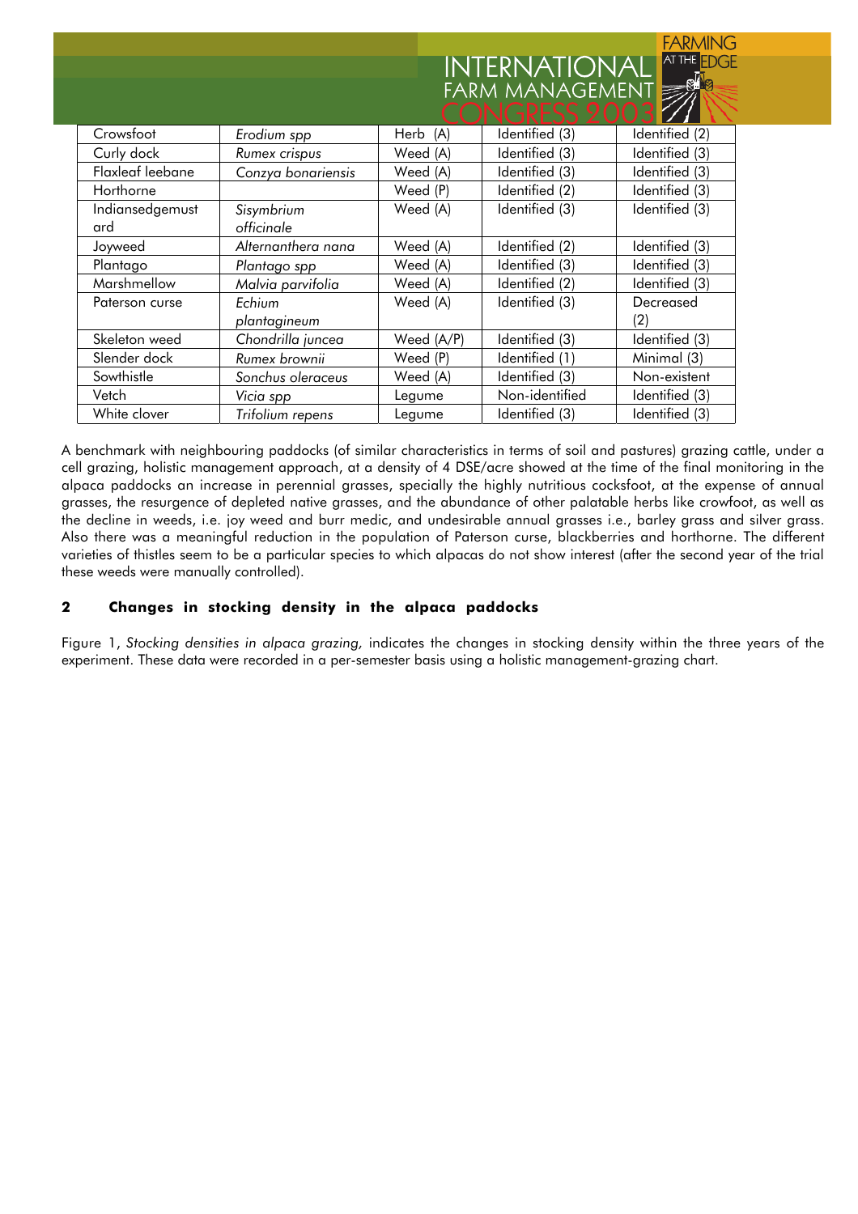| | | | | |
|---|---|---|---|---|
| Crowsfoot | *Erodium spp* | Herb (A) | Identified (3) | Identified (2) |
| Curly dock | *Rumex crispus* | Weed (A) | Identified (3) | Identified (3) |
| Flaxleaf leebane | *Conzya bonariensis* | Weed (A) | Identified (3) | Identified (3) |
| Horthorne | | Weed (P) | Identified (2) | Identified (3) |
| Indiansedgemustard | *Sisymbrium officinale* | Weed (A) | Identified (3) | Identified (3) |
| Joyweed | *Alternanthera nana* | Weed (A) | Identified (2) | Identified (3) |
| Plantago | *Plantago spp* | Weed (A) | Identified (3) | Identified (3) |
| Marshmellow | *Malvia parvifolia* | Weed (A) | Identified (2) | Identified (3) |
| Paterson curse | *Echium plantagineum* | Weed (A) | Identified (3) | Decreased (2) |
| Skeleton weed | *Chondrilla juncea* | Weed (A/P) | Identified (3) | Identified (3) |
| Slender dock | *Rumex brownii* | Weed (P) | Identified (1) | Minimal (3) |
| Sowthistle | *Sonchus oleraceus* | Weed (A) | Identified (3) | Non-existent |
| Vetch | *Vicia spp* | Legume | Non-identified | Identified (3) |
| White clover | *Trifolium repens* | Legume | Identified (3) | Identified (3) |

A benchmark with neighbouring paddocks (of similar characteristics in terms of soil and pastures) grazing cattle, under a cell grazing, holistic management approach, at a density of 4 DSE/acre showed at the time of the final monitoring in the alpaca paddocks an increase in perennial grasses, specially the highly nutritious cocksfoot, at the expense of annual grasses, the resurgence of depleted native grasses, and the abundance of other palatable herbs like crowfoot, as well as the decline in weeds, i.e. joy weed and burr medic, and undesirable annual grasses i.e., barley grass and silver grass. Also there was a meaningful reduction in the population of Paterson curse, blackberries and horthorne. The different varieties of thistles seem to be a particular species to which alpacas do not show interest (after the second year of the trial these weeds were manually controlled).

## 2 Changes in stocking density in the alpaca paddocks

Figure 1, *Stocking densities in alpaca grazing,* indicates the changes in stocking density within the three years of the experiment. These data were recorded in a per-semester basis using a holistic management-grazing chart.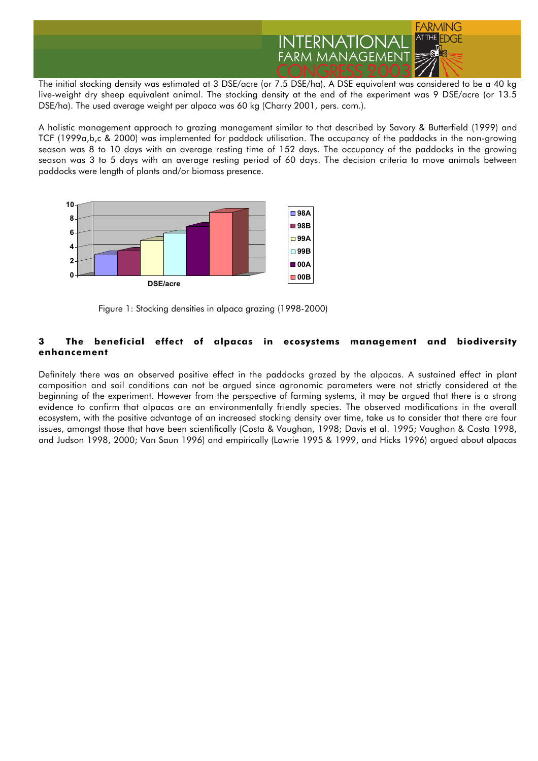The initial stocking density was estimated at 3 DSE/acre (or 7.5 DSE/ha). A DSE equivalent was considered to be a 40 kg live-weight dry sheep equivalent animal. The stocking density at the end of the experiment was 9 DSE/acre (or 13.5 DSE/ha). The used average weight per alpaca was 60 kg (Charry 2001, pers. com.).

A holistic management approach to grazing management similar to that described by Savory & Butterfield (1999) and TCF (1999a,b,c & 2000) was implemented for paddock utilisation. The occupancy of the paddocks in the non-growing season was 8 to 10 days with an average resting time of 152 days. The occupancy of the paddocks in the growing season was 3 to 5 days with an average resting period of 60 days. The decision criteria to move animals between paddocks were length of plants and/or biomass presence.

10
8
6
4
2
0
DSE/acre
98A
98B
99A
99B
00A
00B

Figure 1: Stocking densities in alpaca grazing (1998-2000)

## 3 The beneficial effect of alpacas in ecosystems management and biodiversity enhancement

Definitely there was an observed positive effect in the paddocks grazed by the alpacas. A sustained effect in plant composition and soil conditions can not be argued since agronomic parameters were not strictly considered at the beginning of the experiment. However from the perspective of farming systems, it may be argued that there is a strong evidence to confirm that alpacas are an environmentally friendly species. The observed modifications in the overall ecosystem, with the positive advantage of an increased stocking density over time, take us to consider that there are four issues, amongst those that have been scientifically (Costa & Vaughan, 1998; Davis et al. 1995; Vaughan & Costa 1998, and Judson 1998, 2000; Van Saun 1996) and empirically (Lawrie 1995 & 1999, and Hicks 1996) argued about alpacas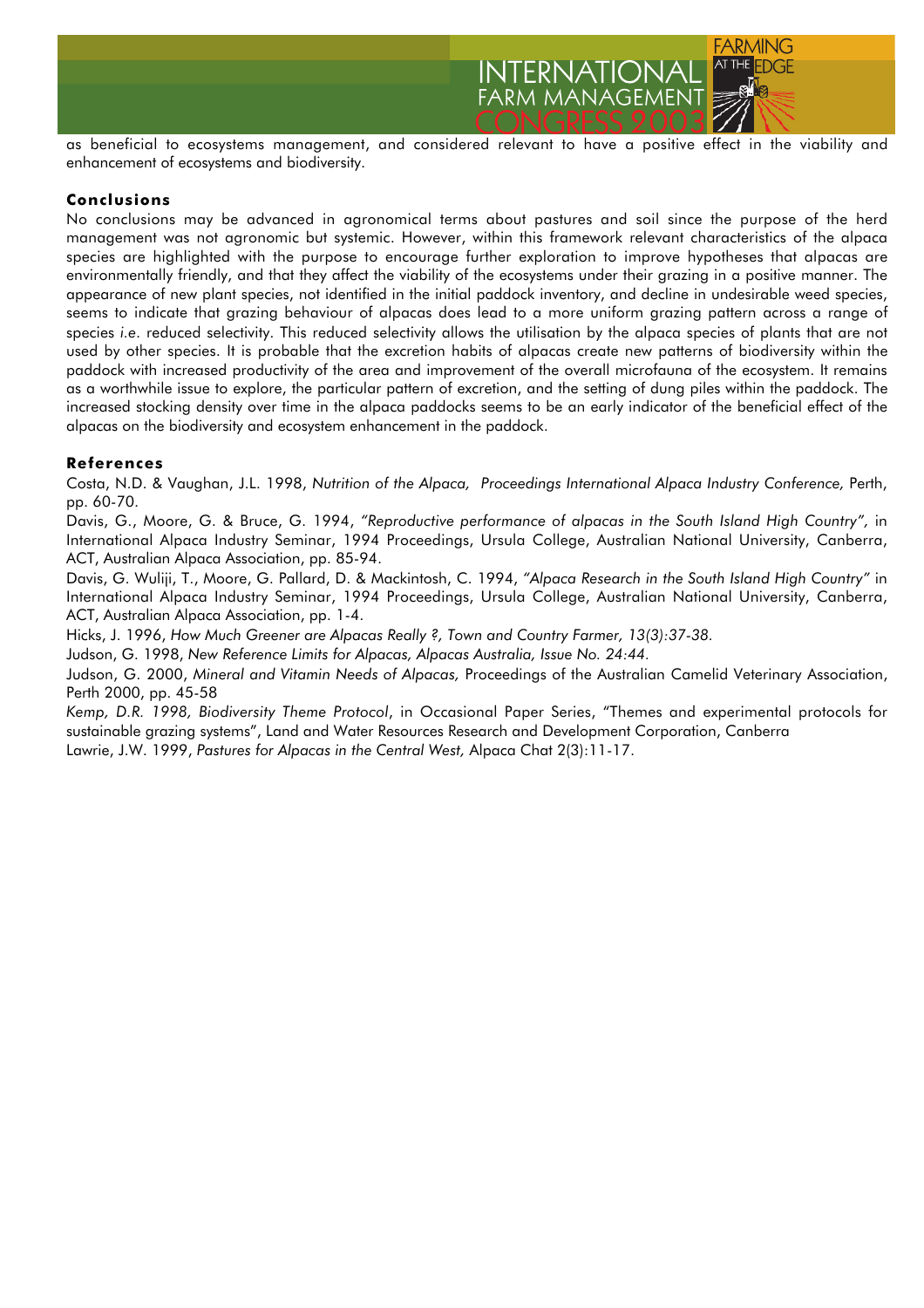as beneficial to ecosystems management, and considered relevant to have a positive effect in the viability and enhancement of ecosystems and biodiversity.

## Conclusions

No conclusions may be advanced in agronomical terms about pastures and soil since the purpose of the herd management was not agronomic but systemic. However, within this framework relevant characteristics of the alpaca species are highlighted with the purpose to encourage further exploration to improve hypotheses that alpacas are environmentally friendly, and that they affect the viability of the ecosystems under their grazing in a positive manner. The appearance of new plant species, not identified in the initial paddock inventory, and decline in undesirable weed species, seems to indicate that grazing behaviour of alpacas does lead to a more uniform grazing pattern across a range of species *i.e.* reduced selectivity. This reduced selectivity allows the utilisation by the alpaca species of plants that are not used by other species. It is probable that the excretion habits of alpacas create new patterns of biodiversity within the paddock with increased productivity of the area and improvement of the overall microfauna of the ecosystem. It remains as a worthwhile issue to explore, the particular pattern of excretion, and the setting of dung piles within the paddock. The increased stocking density over time in the alpaca paddocks seems to be an early indicator of the beneficial effect of the alpacas on the biodiversity and ecosystem enhancement in the paddock.

## References

Costa, N.D. & Vaughan, J.L. 1998, *Nutrition of the Alpaca, Proceedings International Alpaca Industry Conference,* Perth, pp. 60-70.

Davis, G., Moore, G. & Bruce, G. 1994, *"Reproductive performance of alpacas in the South Island High Country",* in International Alpaca Industry Seminar, 1994 Proceedings, Ursula College, Australian National University, Canberra, ACT, Australian Alpaca Association, pp. 85-94.

Davis, G. Wuliji, T., Moore, G. Pallard, D. & Mackintosh, C. 1994, *"Alpaca Research in the South Island High Country"* in International Alpaca Industry Seminar, 1994 Proceedings, Ursula College, Australian National University, Canberra, ACT, Australian Alpaca Association, pp. 1-4.

Hicks, J. 1996, *How Much Greener are Alpacas Really ?, Town and Country Farmer, 13(3):37-38.*

Judson, G. 1998, *New Reference Limits for Alpacas, Alpacas Australia, Issue No. 24:44.*

Judson, G. 2000, *Mineral and Vitamin Needs of Alpacas,* Proceedings of the Australian Camelid Veterinary Association, Perth 2000, pp. 45-58

*Kemp, D.R. 1998, Biodiversity Theme Protocol*, in Occasional Paper Series, "Themes and experimental protocols for sustainable grazing systems", Land and Water Resources Research and Development Corporation, Canberra

Lawrie, J.W. 1999, *Pastures for Alpacas in the Central West,* Alpaca Chat 2(3):11-17.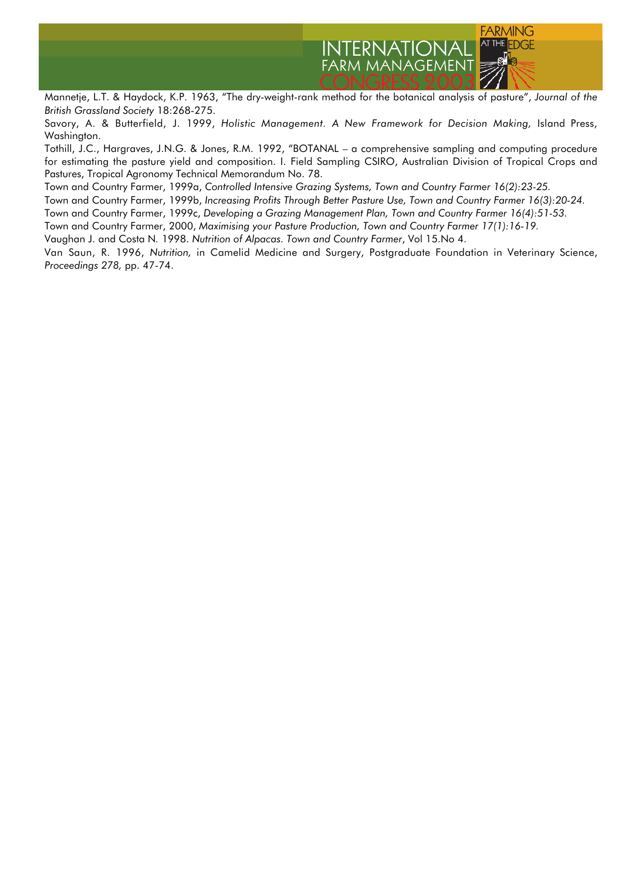Mannetje, L.T. & Haydock, K.P. 1963, "The dry-weight-rank method for the botanical analysis of pasture", *Journal of the British Grassland Society* 18:268-275.

Savory, A. & Butterfield, J. 1999, *Holistic Management. A New Framework for Decision Making,* Island Press, Washington.

Tothill, J.C., Hargraves, J.N.G. & Jones, R.M. 1992, "BOTANAL – a comprehensive sampling and computing procedure for estimating the pasture yield and composition. I. Field Sampling CSIRO, Australian Division of Tropical Crops and Pastures, Tropical Agronomy Technical Memorandum No. 78.

Town and Country Farmer, 1999a, *Controlled Intensive Grazing Systems, Town and Country Farmer 16(2):23-25.*

Town and Country Farmer, 1999b, *Increasing Profits Through Better Pasture Use, Town and Country Farmer 16(3):20-24.*

Town and Country Farmer, 1999c, *Developing a Grazing Management Plan, Town and Country Farmer 16(4):51-53.*

Town and Country Farmer, 2000, *Maximising your Pasture Production, Town and Country Farmer 17(1):16-19.*

Vaughan J. and Costa N. 1998. *Nutrition of Alpacas. Town and Country Farmer*, Vol 15.No 4.

Van Saun, R. 1996, *Nutrition,* in Camelid Medicine and Surgery, Postgraduate Foundation in Veterinary Science, *Proceedings 278,* pp. 47-74.